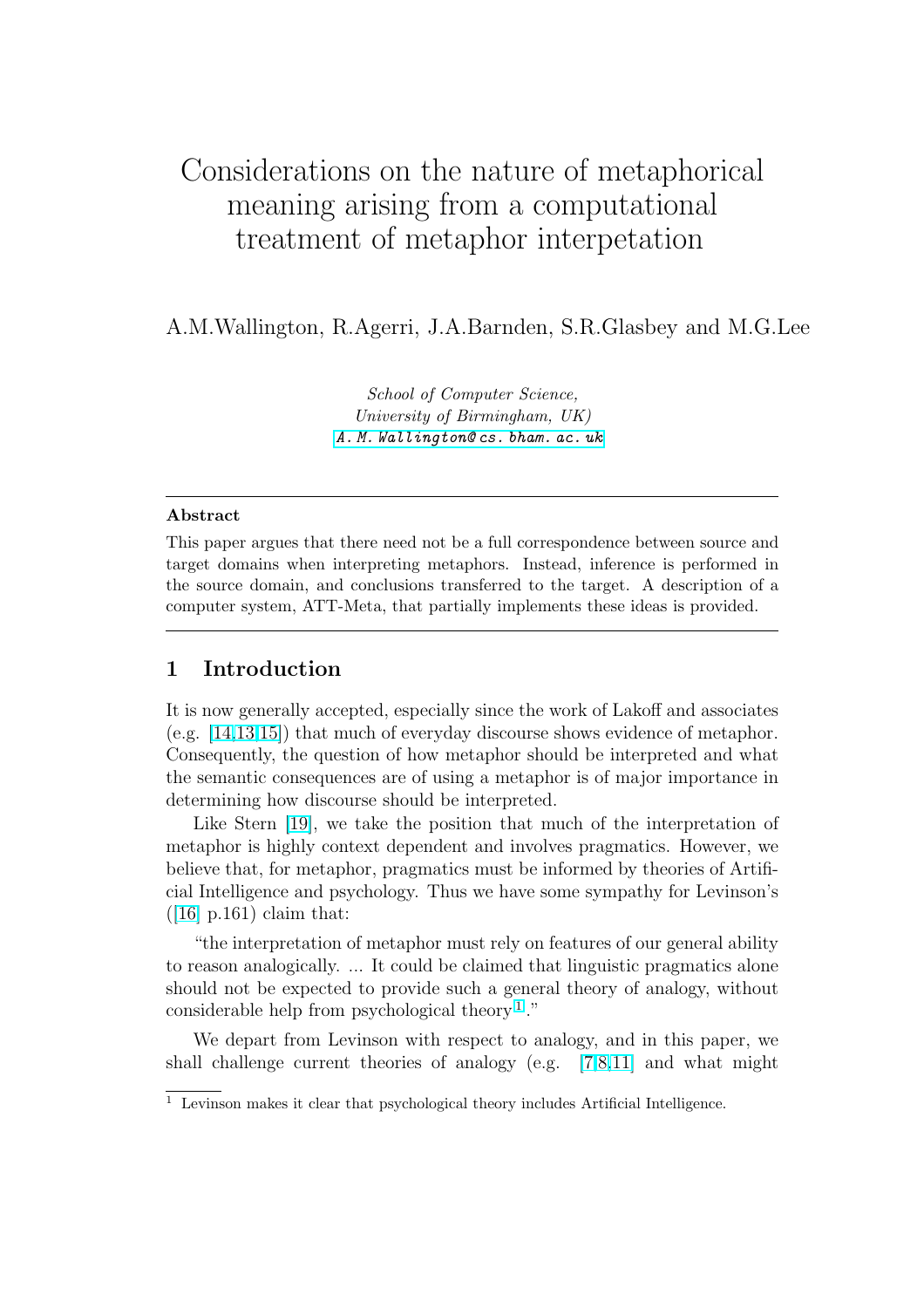# Considerations on the nature of metaphorical meaning arising from a computational treatment of metaphor interpetation

A.M.Wallington, R.Agerri, J.A.Barnden, S.R.Glasbey and M.G.Lee

*School of Computer Science,*
*University of Birmingham, UK)*
*A.M.Wallington@cs.bham.ac.uk*

---

**Abstract**

This paper argues that there need not be a full correspondence between source and target domains when interpreting metaphors. Instead, inference is performed in the source domain, and conclusions transferred to the target. A description of a computer system, ATT-Meta, that partially implements these ideas is provided.

---

## 1 Introduction

It is now generally accepted, especially since the work of Lakoff and associates (e.g. [14,13,15]) that much of everyday discourse shows evidence of metaphor. Consequently, the question of how metaphor should be interpreted and what the semantic consequences are of using a metaphor is of major importance in determining how discourse should be interpreted.

Like Stern [19], we take the position that much of the interpretation of metaphor is highly context dependent and involves pragmatics. However, we believe that, for metaphor, pragmatics must be informed by theories of Artificial Intelligence and psychology. Thus we have some sympathy for Levinson's ([16] p.161) claim that:

"the interpretation of metaphor must rely on features of our general ability to reason analogically. ... It could be claimed that linguistic pragmatics alone should not be expected to provide such a general theory of analogy, without considerable help from psychological theory [1]."

We depart from Levinson with respect to analogy, and in this paper, we shall challenge current theories of analogy (e.g. [7,8,11] and what might

[1] Levinson makes it clear that psychological theory includes Artificial Intelligence.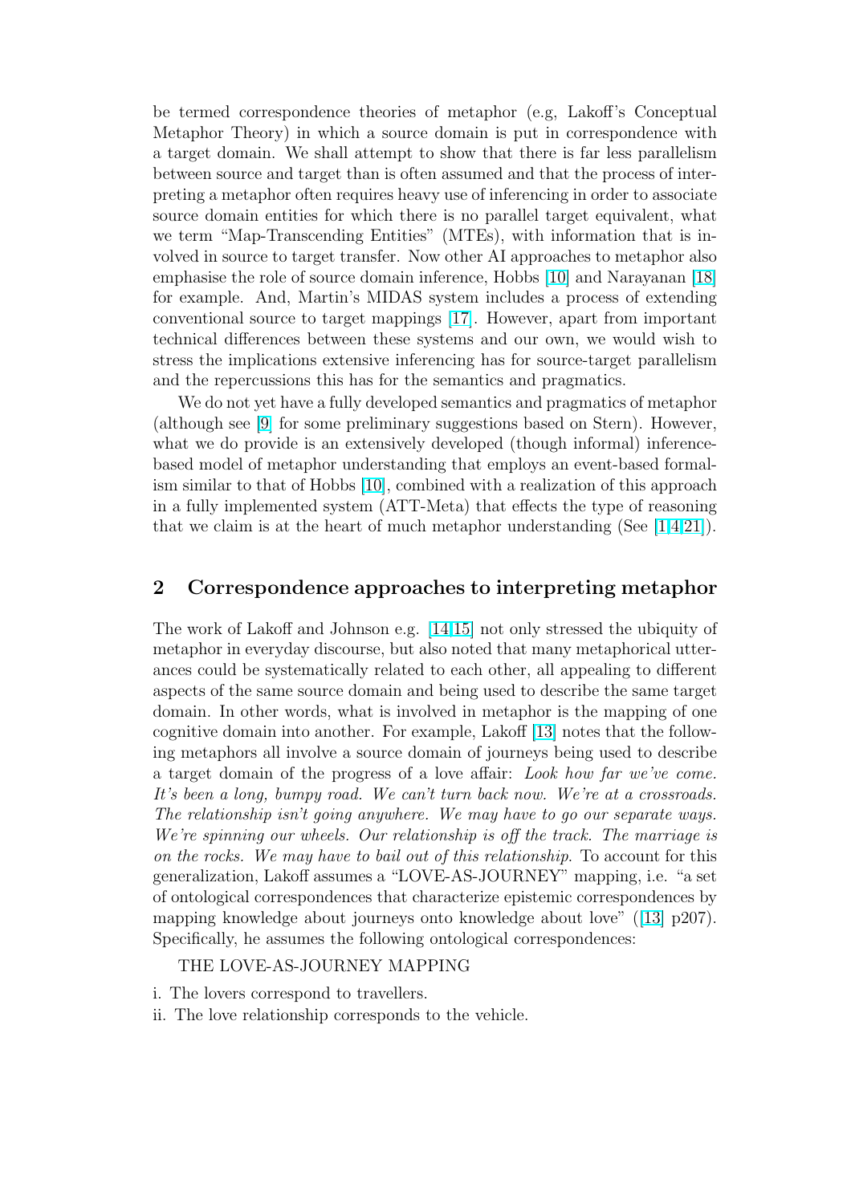be termed correspondence theories of metaphor (e.g, Lakoff's Conceptual Metaphor Theory) in which a source domain is put in correspondence with a target domain. We shall attempt to show that there is far less parallelism between source and target than is often assumed and that the process of interpreting a metaphor often requires heavy use of inferencing in order to associate source domain entities for which there is no parallel target equivalent, what we term "Map-Transcending Entities" (MTEs), with information that is involved in source to target transfer. Now other AI approaches to metaphor also emphasise the role of source domain inference, Hobbs [10] and Narayanan [18] for example. And, Martin's MIDAS system includes a process of extending conventional source to target mappings [17]. However, apart from important technical differences between these systems and our own, we would wish to stress the implications extensive inferencing has for source-target parallelism and the repercussions this has for the semantics and pragmatics.

We do not yet have a fully developed semantics and pragmatics of metaphor (although see [9] for some preliminary suggestions based on Stern). However, what we do provide is an extensively developed (though informal) inference-based model of metaphor understanding that employs an event-based formalism similar to that of Hobbs [10], combined with a realization of this approach in a fully implemented system (ATT-Meta) that effects the type of reasoning that we claim is at the heart of much metaphor understanding (See [1,4,21]).

## 2 Correspondence approaches to interpreting metaphor

The work of Lakoff and Johnson e.g. [14,15] not only stressed the ubiquity of metaphor in everyday discourse, but also noted that many metaphorical utterances could be systematically related to each other, all appealing to different aspects of the same source domain and being used to describe the same target domain. In other words, what is involved in metaphor is the mapping of one cognitive domain into another. For example, Lakoff [13] notes that the following metaphors all involve a source domain of journeys being used to describe a target domain of the progress of a love affair: *Look how far we've come. It's been a long, bumpy road. We can't turn back now. We're at a crossroads. The relationship isn't going anywhere. We may have to go our separate ways. We're spinning our wheels. Our relationship is off the track. The marriage is on the rocks. We may have to bail out of this relationship.* To account for this generalization, Lakoff assumes a "LOVE-AS-JOURNEY" mapping, i.e. "a set of ontological correspondences that characterize epistemic correspondences by mapping knowledge about journeys onto knowledge about love" ([13] p207). Specifically, he assumes the following ontological correspondences:

THE LOVE-AS-JOURNEY MAPPING

i. The lovers correspond to travellers.
ii. The love relationship corresponds to the vehicle.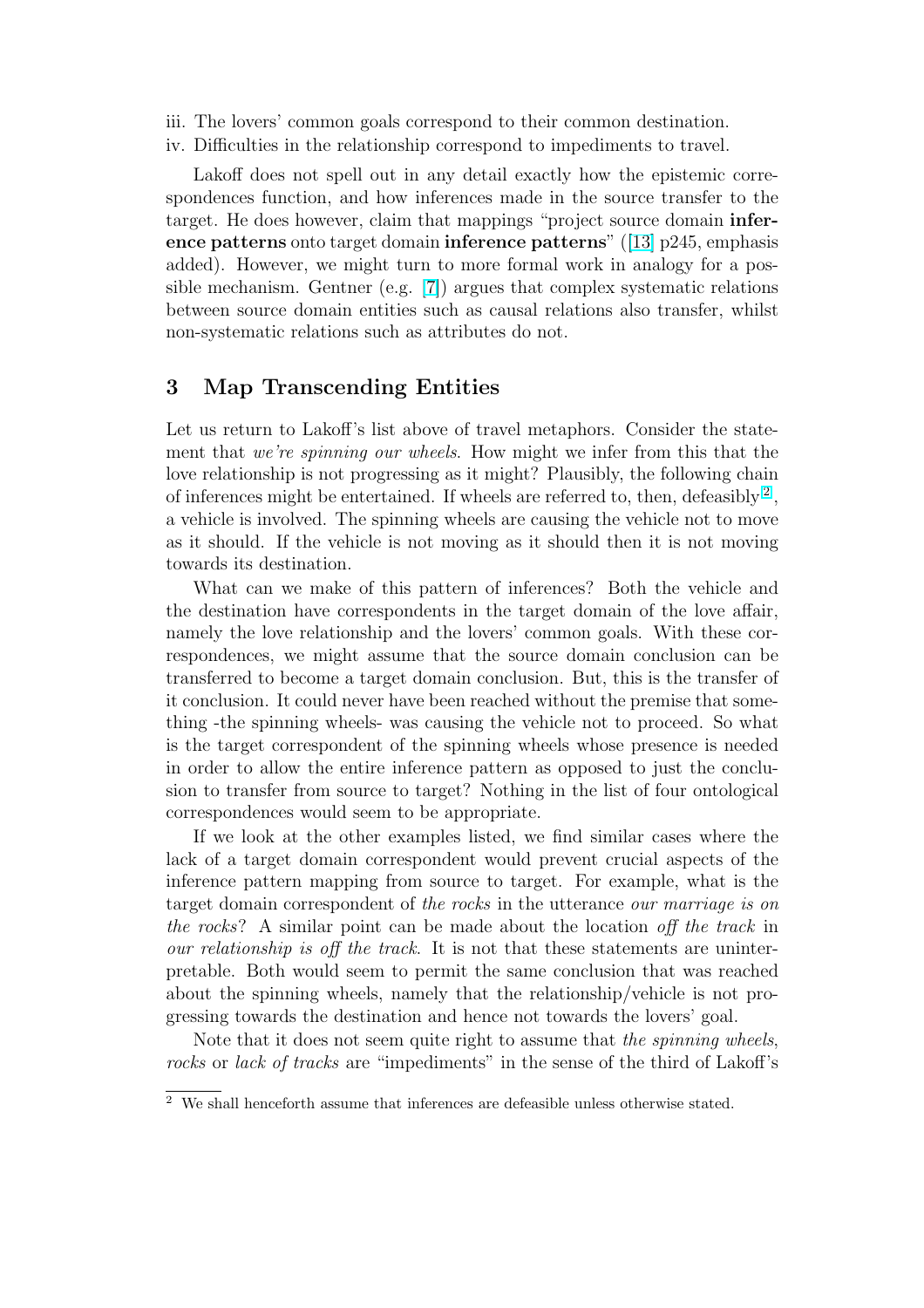iii. The lovers' common goals correspond to their common destination.
iv. Difficulties in the relationship correspond to impediments to travel.

Lakoff does not spell out in any detail exactly how the epistemic correspondences function, and how inferences made in the source transfer to the target. He does however, claim that mappings "project source domain **inference patterns** onto target domain **inference patterns**" ([13] p245, emphasis added). However, we might turn to more formal work in analogy for a possible mechanism. Gentner (e.g. [7]) argues that complex systematic relations between source domain entities such as causal relations also transfer, whilst non-systematic relations such as attributes do not.

## 3 Map Transcending Entities

Let us return to Lakoff's list above of travel metaphors. Consider the statement that *we're spinning our wheels*. How might we infer from this that the love relationship is not progressing as it might? Plausibly, the following chain of inferences might be entertained. If wheels are referred to, then, defeasibly[2], a vehicle is involved. The spinning wheels are causing the vehicle not to move as it should. If the vehicle is not moving as it should then it is not moving towards its destination.

What can we make of this pattern of inferences? Both the vehicle and the destination have correspondents in the target domain of the love affair, namely the love relationship and the lovers' common goals. With these correspondences, we might assume that the source domain conclusion can be transferred to become a target domain conclusion. But, this is the transfer of it conclusion. It could never have been reached without the premise that something -the spinning wheels- was causing the vehicle not to proceed. So what is the target correspondent of the spinning wheels whose presence is needed in order to allow the entire inference pattern as opposed to just the conclusion to transfer from source to target? Nothing in the list of four ontological correspondences would seem to be appropriate.

If we look at the other examples listed, we find similar cases where the lack of a target domain correspondent would prevent crucial aspects of the inference pattern mapping from source to target. For example, what is the target domain correspondent of *the rocks* in the utterance *our marriage is on the rocks*? A similar point can be made about the location *off the track* in *our relationship is off the track*. It is not that these statements are uninterpretable. Both would seem to permit the same conclusion that was reached about the spinning wheels, namely that the relationship/vehicle is not progressing towards the destination and hence not towards the lovers' goal.

Note that it does not seem quite right to assume that *the spinning wheels*, *rocks* or *lack of tracks* are "impediments" in the sense of the third of Lakoff's

[2] We shall henceforth assume that inferences are defeasible unless otherwise stated.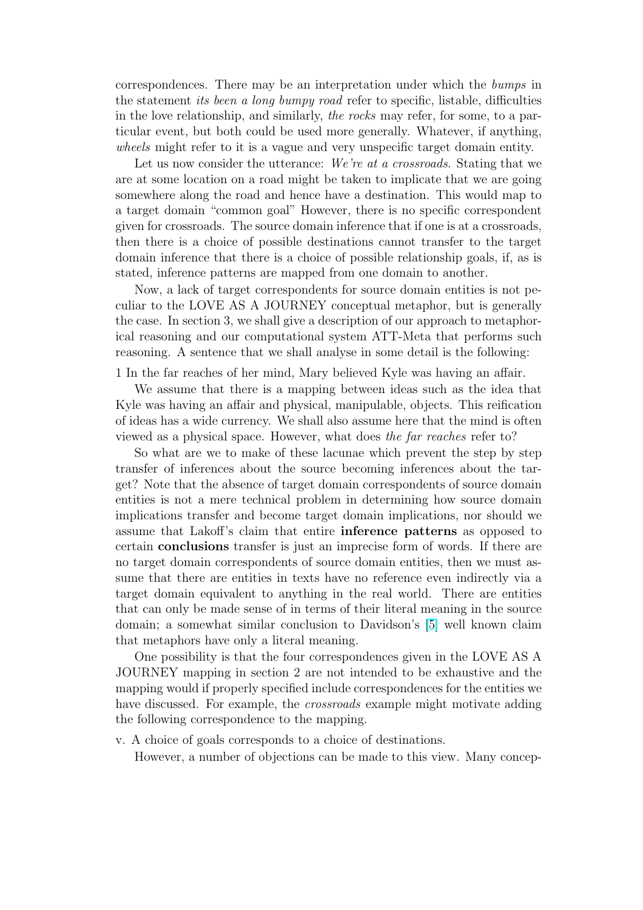correspondences. There may be an interpretation under which the *bumps* in the statement *its been a long bumpy road* refer to specific, listable, difficulties in the love relationship, and similarly, *the rocks* may refer, for some, to a particular event, but both could be used more generally. Whatever, if anything, *wheels* might refer to it is a vague and very unspecific target domain entity.

Let us now consider the utterance: *We're at a crossroads*. Stating that we are at some location on a road might be taken to implicate that we are going somewhere along the road and hence have a destination. This would map to a target domain "common goal" However, there is no specific correspondent given for crossroads. The source domain inference that if one is at a crossroads, then there is a choice of possible destinations cannot transfer to the target domain inference that there is a choice of possible relationship goals, if, as is stated, inference patterns are mapped from one domain to another.

Now, a lack of target correspondents for source domain entities is not peculiar to the LOVE AS A JOURNEY conceptual metaphor, but is generally the case. In section 3, we shall give a description of our approach to metaphorical reasoning and our computational system ATT-Meta that performs such reasoning. A sentence that we shall analyse in some detail is the following:

1 In the far reaches of her mind, Mary believed Kyle was having an affair.

We assume that there is a mapping between ideas such as the idea that Kyle was having an affair and physical, manipulable, objects. This reification of ideas has a wide currency. We shall also assume here that the mind is often viewed as a physical space. However, what does *the far reaches* refer to?

So what are we to make of these lacunae which prevent the step by step transfer of inferences about the source becoming inferences about the target? Note that the absence of target domain correspondents of source domain entities is not a mere technical problem in determining how source domain implications transfer and become target domain implications, nor should we assume that Lakoff's claim that entire **inference patterns** as opposed to certain **conclusions** transfer is just an imprecise form of words. If there are no target domain correspondents of source domain entities, then we must assume that there are entities in texts have no reference even indirectly via a target domain equivalent to anything in the real world. There are entities that can only be made sense of in terms of their literal meaning in the source domain; a somewhat similar conclusion to Davidson's [5] well known claim that metaphors have only a literal meaning.

One possibility is that the four correspondences given in the LOVE AS A JOURNEY mapping in section 2 are not intended to be exhaustive and the mapping would if properly specified include correspondences for the entities we have discussed. For example, the *crossroads* example might motivate adding the following correspondence to the mapping.

v. A choice of goals corresponds to a choice of destinations.

However, a number of objections can be made to this view. Many concep-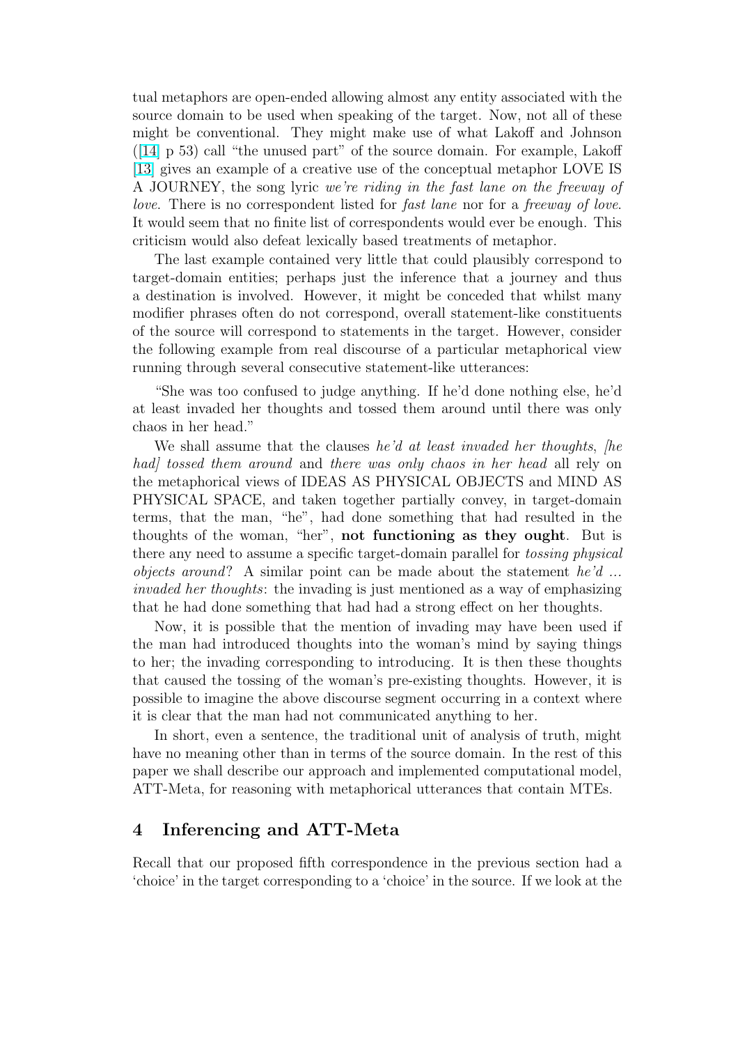tual metaphors are open-ended allowing almost any entity associated with the source domain to be used when speaking of the target. Now, not all of these might be conventional. They might make use of what Lakoff and Johnson ([14] p 53) call "the unused part" of the source domain. For example, Lakoff [13] gives an example of a creative use of the conceptual metaphor LOVE IS A JOURNEY, the song lyric *we're riding in the fast lane on the freeway of love*. There is no correspondent listed for *fast lane* nor for a *freeway of love*. It would seem that no finite list of correspondents would ever be enough. This criticism would also defeat lexically based treatments of metaphor.

The last example contained very little that could plausibly correspond to target-domain entities; perhaps just the inference that a journey and thus a destination is involved. However, it might be conceded that whilst many modifier phrases often do not correspond, overall statement-like constituents of the source will correspond to statements in the target. However, consider the following example from real discourse of a particular metaphorical view running through several consecutive statement-like utterances:

"She was too confused to judge anything. If he'd done nothing else, he'd at least invaded her thoughts and tossed them around until there was only chaos in her head."

We shall assume that the clauses *he'd at least invaded her thoughts*, *[he had] tossed them around* and *there was only chaos in her head* all rely on the metaphorical views of IDEAS AS PHYSICAL OBJECTS and MIND AS PHYSICAL SPACE, and taken together partially convey, in target-domain terms, that the man, "he", had done something that had resulted in the thoughts of the woman, "her", **not functioning as they ought**. But is there any need to assume a specific target-domain parallel for *tossing physical objects around*? A similar point can be made about the statement *he'd ... invaded her thoughts*: the invading is just mentioned as a way of emphasizing that he had done something that had had a strong effect on her thoughts.

Now, it is possible that the mention of invading may have been used if the man had introduced thoughts into the woman's mind by saying things to her; the invading corresponding to introducing. It is then these thoughts that caused the tossing of the woman's pre-existing thoughts. However, it is possible to imagine the above discourse segment occurring in a context where it is clear that the man had not communicated anything to her.

In short, even a sentence, the traditional unit of analysis of truth, might have no meaning other than in terms of the source domain. In the rest of this paper we shall describe our approach and implemented computational model, ATT-Meta, for reasoning with metaphorical utterances that contain MTEs.

## 4 Inferencing and ATT-Meta

Recall that our proposed fifth correspondence in the previous section had a 'choice' in the target corresponding to a 'choice' in the source. If we look at the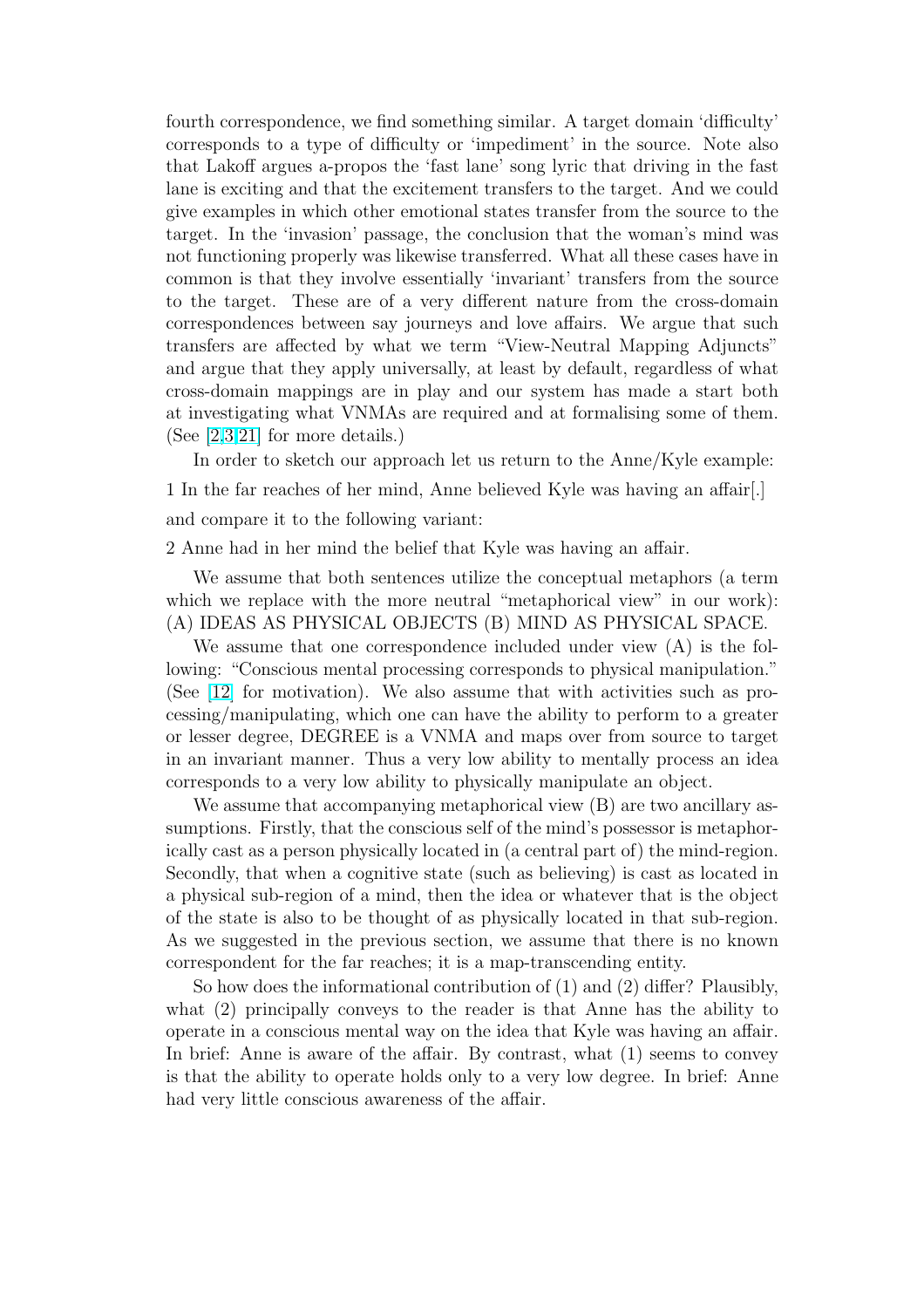fourth correspondence, we find something similar. A target domain 'difficulty' corresponds to a type of difficulty or 'impediment' in the source. Note also that Lakoff argues a-propos the 'fast lane' song lyric that driving in the fast lane is exciting and that the excitement transfers to the target. And we could give examples in which other emotional states transfer from the source to the target. In the 'invasion' passage, the conclusion that the woman's mind was not functioning properly was likewise transferred. What all these cases have in common is that they involve essentially 'invariant' transfers from the source to the target. These are of a very different nature from the cross-domain correspondences between say journeys and love affairs. We argue that such transfers are affected by what we term "View-Neutral Mapping Adjuncts" and argue that they apply universally, at least by default, regardless of what cross-domain mappings are in play and our system has made a start both at investigating what VNMAs are required and at formalising some of them. (See [2,3,21] for more details.)

In order to sketch our approach let us return to the Anne/Kyle example:

1 In the far reaches of her mind, Anne believed Kyle was having an affair[.]

and compare it to the following variant:

2 Anne had in her mind the belief that Kyle was having an affair.

We assume that both sentences utilize the conceptual metaphors (a term which we replace with the more neutral "metaphorical view" in our work): (A) IDEAS AS PHYSICAL OBJECTS (B) MIND AS PHYSICAL SPACE.

We assume that one correspondence included under view (A) is the following: "Conscious mental processing corresponds to physical manipulation." (See [12] for motivation). We also assume that with activities such as processing/manipulating, which one can have the ability to perform to a greater or lesser degree, DEGREE is a VNMA and maps over from source to target in an invariant manner. Thus a very low ability to mentally process an idea corresponds to a very low ability to physically manipulate an object.

We assume that accompanying metaphorical view (B) are two ancillary assumptions. Firstly, that the conscious self of the mind's possessor is metaphorically cast as a person physically located in (a central part of) the mind-region. Secondly, that when a cognitive state (such as believing) is cast as located in a physical sub-region of a mind, then the idea or whatever that is the object of the state is also to be thought of as physically located in that sub-region. As we suggested in the previous section, we assume that there is no known correspondent for the far reaches; it is a map-transcending entity.

So how does the informational contribution of (1) and (2) differ? Plausibly, what (2) principally conveys to the reader is that Anne has the ability to operate in a conscious mental way on the idea that Kyle was having an affair. In brief: Anne is aware of the affair. By contrast, what (1) seems to convey is that the ability to operate holds only to a very low degree. In brief: Anne had very little conscious awareness of the affair.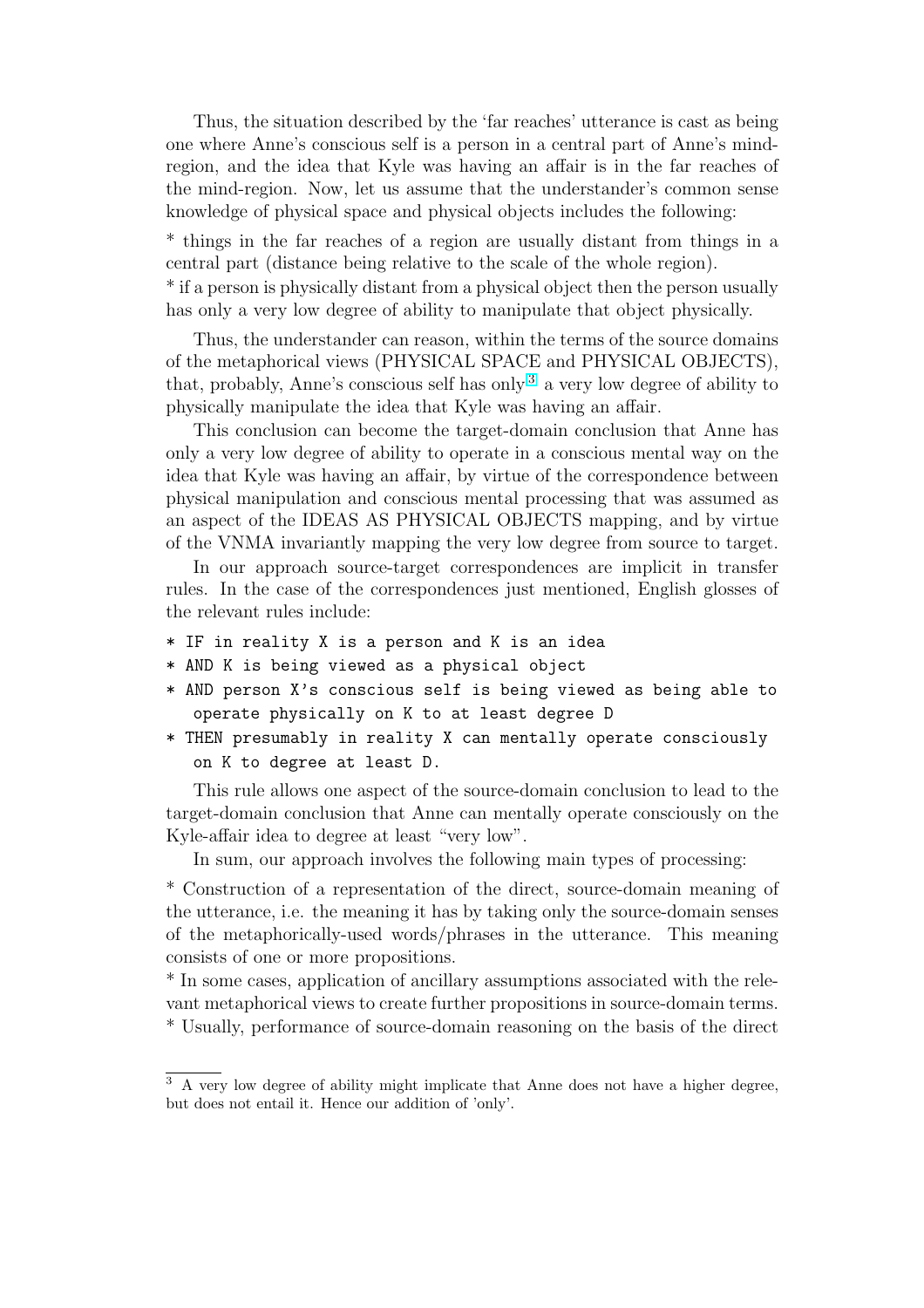Thus, the situation described by the 'far reaches' utterance is cast as being one where Anne's conscious self is a person in a central part of Anne's mind-region, and the idea that Kyle was having an affair is in the far reaches of the mind-region. Now, let us assume that the understander's common sense knowledge of physical space and physical objects includes the following:

* things in the far reaches of a region are usually distant from things in a central part (distance being relative to the scale of the whole region).
* if a person is physically distant from a physical object then the person usually has only a very low degree of ability to manipulate that object physically.

Thus, the understander can reason, within the terms of the source domains of the metaphorical views (PHYSICAL SPACE and PHYSICAL OBJECTS), that, probably, Anne's conscious self has only[3] a very low degree of ability to physically manipulate the idea that Kyle was having an affair.

This conclusion can become the target-domain conclusion that Anne has only a very low degree of ability to operate in a conscious mental way on the idea that Kyle was having an affair, by virtue of the correspondence between physical manipulation and conscious mental processing that was assumed as an aspect of the IDEAS AS PHYSICAL OBJECTS mapping, and by virtue of the VNMA invariantly mapping the very low degree from source to target.

In our approach source-target correspondences are implicit in transfer rules. In the case of the correspondences just mentioned, English glosses of the relevant rules include:

```
* IF in reality X is a person and K is an idea
* AND K is being viewed as a physical object
* AND person X's conscious self is being viewed as being able to
    operate physically on K to at least degree D
* THEN presumably in reality X can mentally operate consciously
    on K to degree at least D.
```

This rule allows one aspect of the source-domain conclusion to lead to the target-domain conclusion that Anne can mentally operate consciously on the Kyle-affair idea to degree at least "very low".

In sum, our approach involves the following main types of processing:

* Construction of a representation of the direct, source-domain meaning of the utterance, i.e. the meaning it has by taking only the source-domain senses of the metaphorically-used words/phrases in the utterance. This meaning consists of one or more propositions.
* In some cases, application of ancillary assumptions associated with the relevant metaphorical views to create further propositions in source-domain terms.
* Usually, performance of source-domain reasoning on the basis of the direct

[3] A very low degree of ability might implicate that Anne does not have a higher degree, but does not entail it. Hence our addition of 'only'.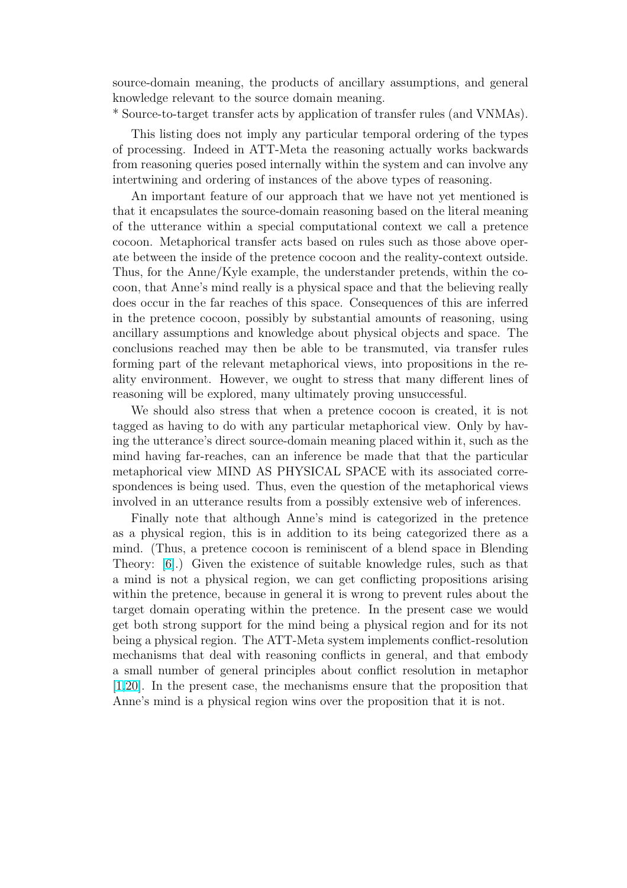source-domain meaning, the products of ancillary assumptions, and general knowledge relevant to the source domain meaning.
* Source-to-target transfer acts by application of transfer rules (and VNMAs).

This listing does not imply any particular temporal ordering of the types of processing. Indeed in ATT-Meta the reasoning actually works backwards from reasoning queries posed internally within the system and can involve any intertwining and ordering of instances of the above types of reasoning.

An important feature of our approach that we have not yet mentioned is that it encapsulates the source-domain reasoning based on the literal meaning of the utterance within a special computational context we call a pretence cocoon. Metaphorical transfer acts based on rules such as those above operate between the inside of the pretence cocoon and the reality-context outside. Thus, for the Anne/Kyle example, the understander pretends, within the cocoon, that Anne's mind really is a physical space and that the believing really does occur in the far reaches of this space. Consequences of this are inferred in the pretence cocoon, possibly by substantial amounts of reasoning, using ancillary assumptions and knowledge about physical objects and space. The conclusions reached may then be able to be transmuted, via transfer rules forming part of the relevant metaphorical views, into propositions in the reality environment. However, we ought to stress that many different lines of reasoning will be explored, many ultimately proving unsuccessful.

We should also stress that when a pretence cocoon is created, it is not tagged as having to do with any particular metaphorical view. Only by having the utterance's direct source-domain meaning placed within it, such as the mind having far-reaches, can an inference be made that that the particular metaphorical view MIND AS PHYSICAL SPACE with its associated correspondences is being used. Thus, even the question of the metaphorical views involved in an utterance results from a possibly extensive web of inferences.

Finally note that although Anne's mind is categorized in the pretence as a physical region, this is in addition to its being categorized there as a mind. (Thus, a pretence cocoon is reminiscent of a blend space in Blending Theory: [6].) Given the existence of suitable knowledge rules, such as that a mind is not a physical region, we can get conflicting propositions arising within the pretence, because in general it is wrong to prevent rules about the target domain operating within the pretence. In the present case we would get both strong support for the mind being a physical region and for its not being a physical region. The ATT-Meta system implements conflict-resolution mechanisms that deal with reasoning conflicts in general, and that embody a small number of general principles about conflict resolution in metaphor [1,20]. In the present case, the mechanisms ensure that the proposition that Anne's mind is a physical region wins over the proposition that it is not.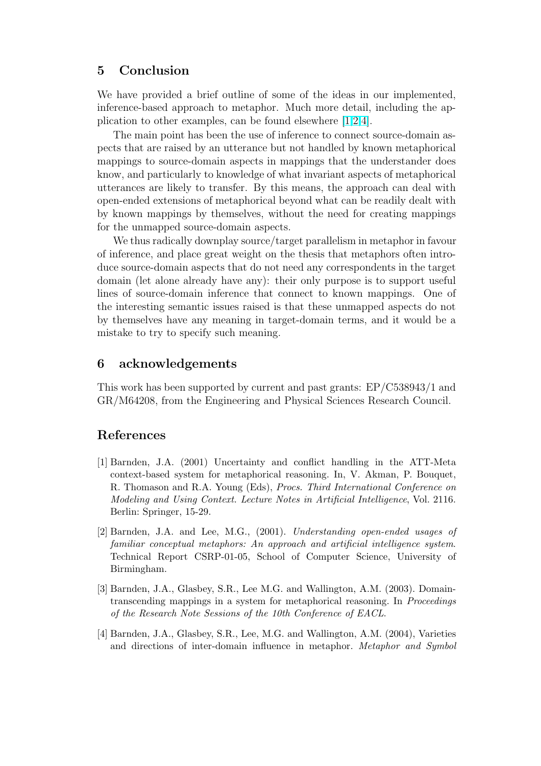## 5 Conclusion

We have provided a brief outline of some of the ideas in our implemented, inference-based approach to metaphor. Much more detail, including the application to other examples, can be found elsewhere [1,2,4].

The main point has been the use of inference to connect source-domain aspects that are raised by an utterance but not handled by known metaphorical mappings to source-domain aspects in mappings that the understander does know, and particularly to knowledge of what invariant aspects of metaphorical utterances are likely to transfer. By this means, the approach can deal with open-ended extensions of metaphorical beyond what can be readily dealt with by known mappings by themselves, without the need for creating mappings for the unmapped source-domain aspects.

We thus radically downplay source/target parallelism in metaphor in favour of inference, and place great weight on the thesis that metaphors often introduce source-domain aspects that do not need any correspondents in the target domain (let alone already have any): their only purpose is to support useful lines of source-domain inference that connect to known mappings. One of the interesting semantic issues raised is that these unmapped aspects do not by themselves have any meaning in target-domain terms, and it would be a mistake to try to specify such meaning.

## 6 acknowledgements

This work has been supported by current and past grants: EP/C538943/1 and GR/M64208, from the Engineering and Physical Sciences Research Council.

## References

[1] Barnden, J.A. (2001) Uncertainty and conflict handling in the ATT-Meta context-based system for metaphorical reasoning. In, V. Akman, P. Bouquet, R. Thomason and R.A. Young (Eds), *Procs. Third International Conference on Modeling and Using Context. Lecture Notes in Artificial Intelligence*, Vol. 2116. Berlin: Springer, 15-29.

[2] Barnden, J.A. and Lee, M.G., (2001). *Understanding open-ended usages of familiar conceptual metaphors: An approach and artificial intelligence system*. Technical Report CSRP-01-05, School of Computer Science, University of Birmingham.

[3] Barnden, J.A., Glasbey, S.R., Lee M.G. and Wallington, A.M. (2003). Domain-transcending mappings in a system for metaphorical reasoning. In *Proceedings of the Research Note Sessions of the 10th Conference of EACL*.

[4] Barnden, J.A., Glasbey, S.R., Lee, M.G. and Wallington, A.M. (2004), Varieties and directions of inter-domain influence in metaphor. *Metaphor and Symbol*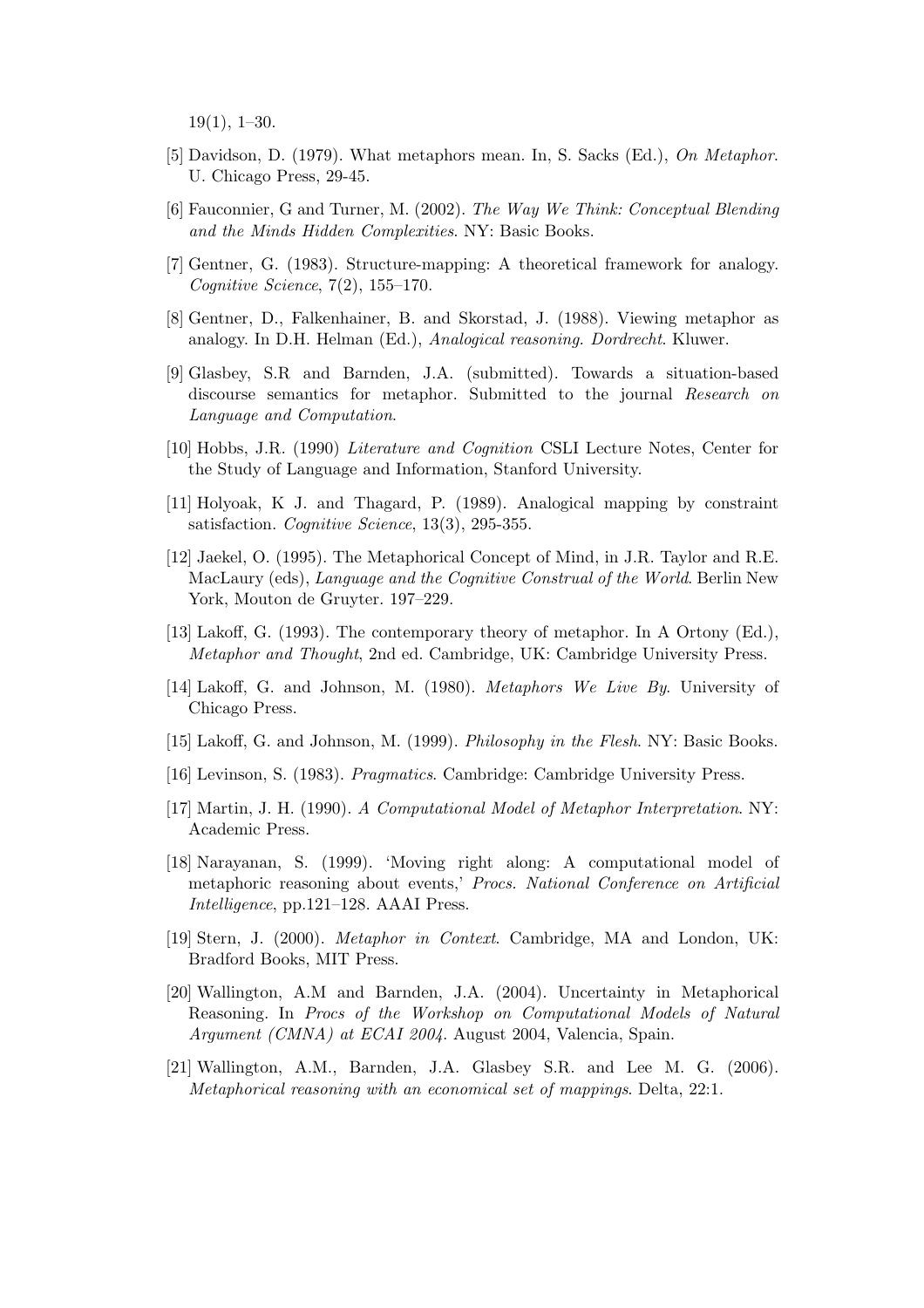19(1), 1–30.

[5] Davidson, D. (1979). What metaphors mean. In, S. Sacks (Ed.), *On Metaphor*. U. Chicago Press, 29-45.

[6] Fauconnier, G and Turner, M. (2002). *The Way We Think: Conceptual Blending and the Minds Hidden Complexities*. NY: Basic Books.

[7] Gentner, G. (1983). Structure-mapping: A theoretical framework for analogy. *Cognitive Science*, 7(2), 155–170.

[8] Gentner, D., Falkenhainer, B. and Skorstad, J. (1988). Viewing metaphor as analogy. In D.H. Helman (Ed.), *Analogical reasoning. Dordrecht*. Kluwer.

[9] Glasbey, S.R and Barnden, J.A. (submitted). Towards a situation-based discourse semantics for metaphor. Submitted to the journal *Research on Language and Computation*.

[10] Hobbs, J.R. (1990) *Literature and Cognition* CSLI Lecture Notes, Center for the Study of Language and Information, Stanford University.

[11] Holyoak, K J. and Thagard, P. (1989). Analogical mapping by constraint satisfaction. *Cognitive Science*, 13(3), 295-355.

[12] Jaekel, O. (1995). The Metaphorical Concept of Mind, in J.R. Taylor and R.E. MacLaury (eds), *Language and the Cognitive Construal of the World*. Berlin New York, Mouton de Gruyter. 197–229.

[13] Lakoff, G. (1993). The contemporary theory of metaphor. In A Ortony (Ed.), *Metaphor and Thought*, 2nd ed. Cambridge, UK: Cambridge University Press.

[14] Lakoff, G. and Johnson, M. (1980). *Metaphors We Live By*. University of Chicago Press.

[15] Lakoff, G. and Johnson, M. (1999). *Philosophy in the Flesh*. NY: Basic Books.

[16] Levinson, S. (1983). *Pragmatics*. Cambridge: Cambridge University Press.

[17] Martin, J. H. (1990). *A Computational Model of Metaphor Interpretation*. NY: Academic Press.

[18] Narayanan, S. (1999). 'Moving right along: A computational model of metaphoric reasoning about events,' *Procs. National Conference on Artificial Intelligence*, pp.121–128. AAAI Press.

[19] Stern, J. (2000). *Metaphor in Context*. Cambridge, MA and London, UK: Bradford Books, MIT Press.

[20] Wallington, A.M and Barnden, J.A. (2004). Uncertainty in Metaphorical Reasoning. In *Procs of the Workshop on Computational Models of Natural Argument (CMNA) at ECAI 2004*. August 2004, Valencia, Spain.

[21] Wallington, A.M., Barnden, J.A. Glasbey S.R. and Lee M. G. (2006). *Metaphorical reasoning with an economical set of mappings*. Delta, 22:1.